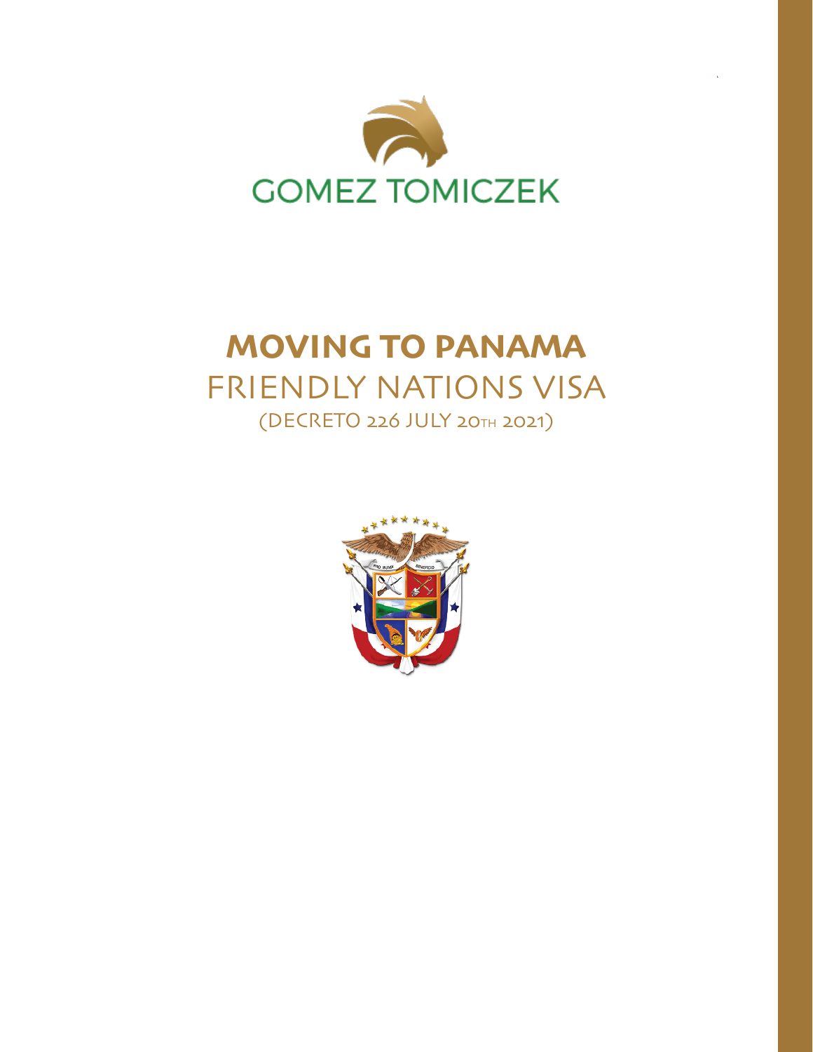GOMEZ TOMICZEK

# MOVING TO PANAMA

## FRIENDLY NATIONS VISA

(DECRETO 226 JULY 20TH 2021)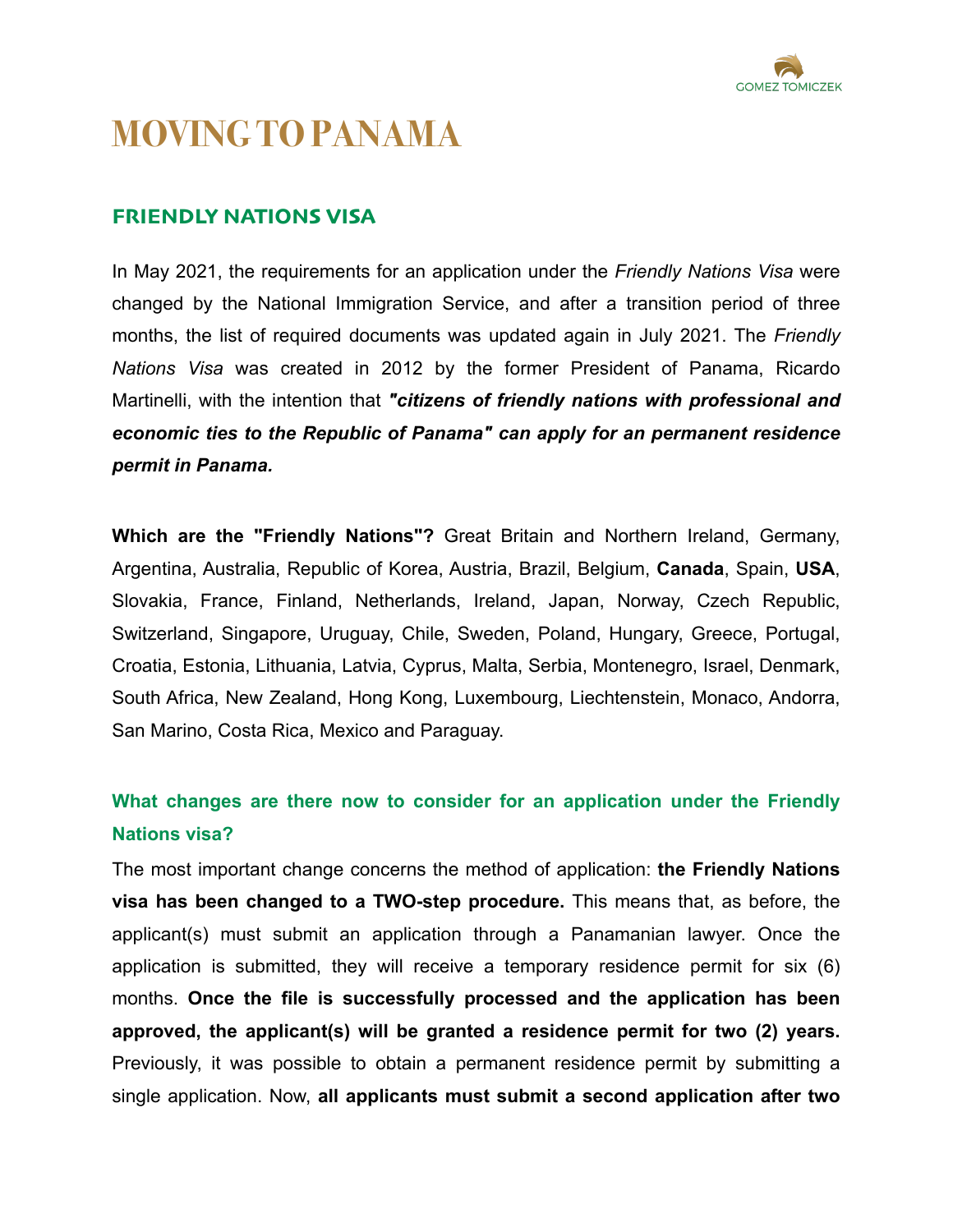# MOVING TO PANAMA

## FRIENDLY NATIONS VISA

In May 2021, the requirements for an application under the *Friendly Nations Visa* were changed by the National Immigration Service, and after a transition period of three months, the list of required documents was updated again in July 2021. The *Friendly Nations Visa* was created in 2012 by the former President of Panama, Ricardo Martinelli, with the intention that ***"citizens of friendly nations with professional and economic ties to the Republic of Panama" can apply for an permanent residence permit in Panama.***

**Which are the "Friendly Nations"?** Great Britain and Northern Ireland, Germany, Argentina, Australia, Republic of Korea, Austria, Brazil, Belgium, **Canada**, Spain, **USA**, Slovakia, France, Finland, Netherlands, Ireland, Japan, Norway, Czech Republic, Switzerland, Singapore, Uruguay, Chile, Sweden, Poland, Hungary, Greece, Portugal, Croatia, Estonia, Lithuania, Latvia, Cyprus, Malta, Serbia, Montenegro, Israel, Denmark, South Africa, New Zealand, Hong Kong, Luxembourg, Liechtenstein, Monaco, Andorra, San Marino, Costa Rica, Mexico and Paraguay.

### What changes are there now to consider for an application under the Friendly Nations visa?

The most important change concerns the method of application: **the Friendly Nations visa has been changed to a TWO-step procedure.** This means that, as before, the applicant(s) must submit an application through a Panamanian lawyer. Once the application is submitted, they will receive a temporary residence permit for six (6) months. **Once the file is successfully processed and the application has been approved, the applicant(s) will be granted a residence permit for two (2) years.** Previously, it was possible to obtain a permanent residence permit by submitting a single application. Now, **all applicants must submit a second application after two**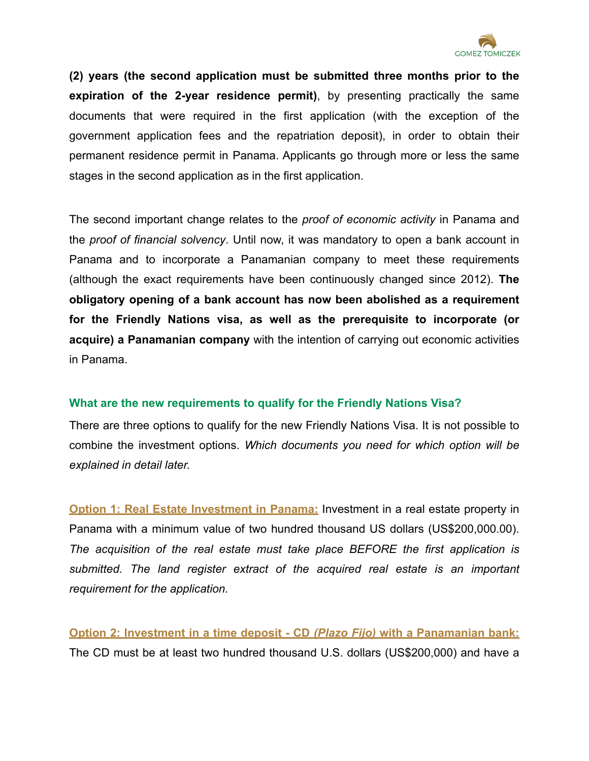**(2) years (the second application must be submitted three months prior to the expiration of the 2-year residence permit)**, by presenting practically the same documents that were required in the first application (with the exception of the government application fees and the repatriation deposit), in order to obtain their permanent residence permit in Panama. Applicants go through more or less the same stages in the second application as in the first application.

The second important change relates to the *proof of economic activity* in Panama and the *proof of financial solvency*. Until now, it was mandatory to open a bank account in Panama and to incorporate a Panamanian company to meet these requirements (although the exact requirements have been continuously changed since 2012). **The obligatory opening of a bank account has now been abolished as a requirement for the Friendly Nations visa, as well as the prerequisite to incorporate (or acquire) a Panamanian company** with the intention of carrying out economic activities in Panama.

### What are the new requirements to qualify for the Friendly Nations Visa?

There are three options to qualify for the new Friendly Nations Visa. It is not possible to combine the investment options. *Which documents you need for which option will be explained in detail later.*

**Option 1: Real Estate Investment in Panama:** Investment in a real estate property in Panama with a minimum value of two hundred thousand US dollars (US$200,000.00). *The acquisition of the real estate must take place BEFORE the first application is submitted. The land register extract of the acquired real estate is an important requirement for the application.*

**Option 2: Investment in a time deposit - CD *(Plazo Fijo)* with a Panamanian bank:** The CD must be at least two hundred thousand U.S. dollars (US$200,000) and have a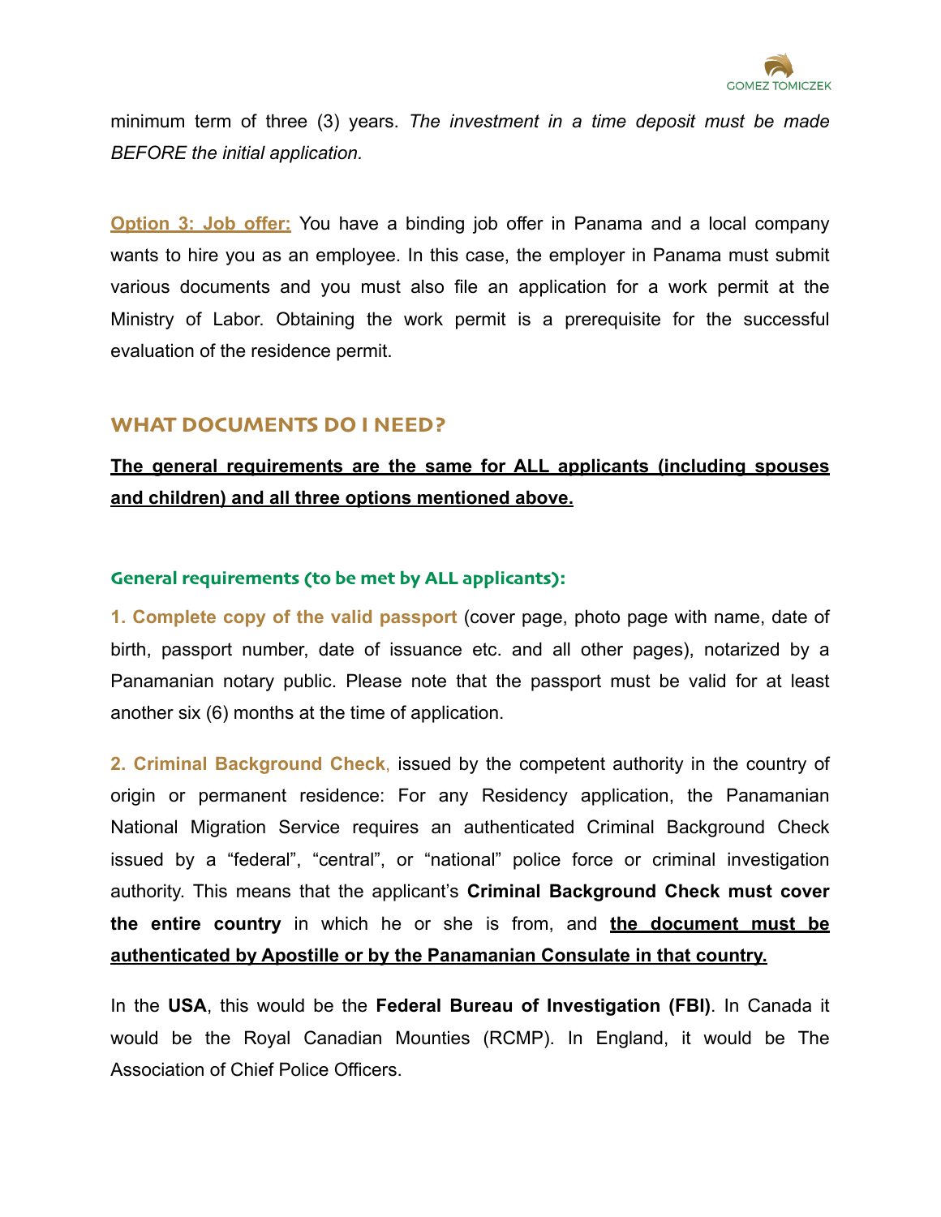minimum term of three (3) years. *The investment in a time deposit must be made BEFORE the initial application.*

**Option 3: Job offer:** You have a binding job offer in Panama and a local company wants to hire you as an employee. In this case, the employer in Panama must submit various documents and you must also file an application for a work permit at the Ministry of Labor. Obtaining the work permit is a prerequisite for the successful evaluation of the residence permit.

## WHAT DOCUMENTS DO I NEED?

**The general requirements are the same for ALL applicants (including spouses and children) and all three options mentioned above.**

### General requirements (to be met by ALL applicants):

**1. Complete copy of the valid passport** (cover page, photo page with name, date of birth, passport number, date of issuance etc. and all other pages), notarized by a Panamanian notary public. Please note that the passport must be valid for at least another six (6) months at the time of application.

**2. Criminal Background Check,** issued by the competent authority in the country of origin or permanent residence: For any Residency application, the Panamanian National Migration Service requires an authenticated Criminal Background Check issued by a "federal", "central", or "national" police force or criminal investigation authority. This means that the applicant's **Criminal Background Check must cover the entire country** in which he or she is from, and **the document must be authenticated by Apostille or by the Panamanian Consulate in that country.**

In the **USA**, this would be the **Federal Bureau of Investigation (FBI)**. In Canada it would be the Royal Canadian Mounties (RCMP). In England, it would be The Association of Chief Police Officers.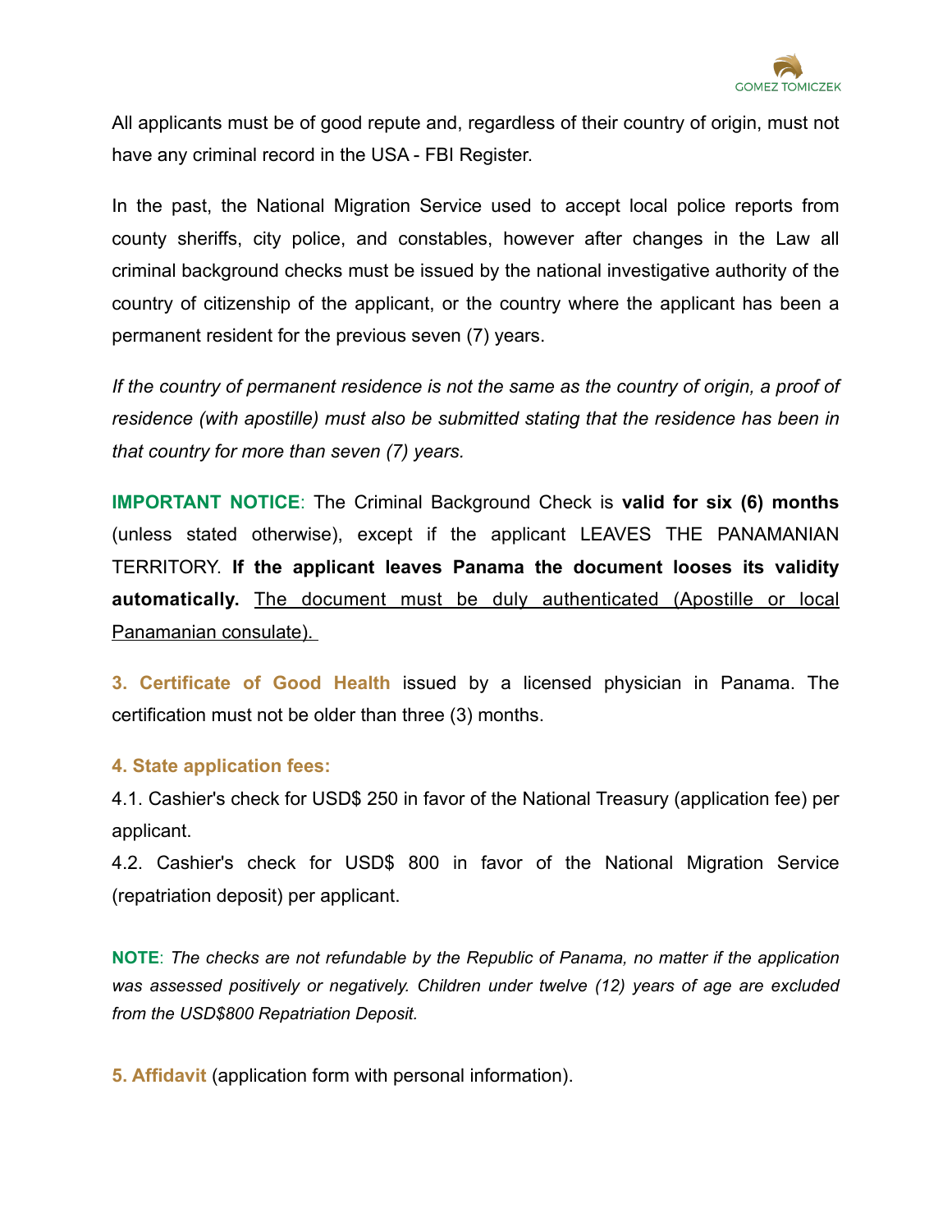All applicants must be of good repute and, regardless of their country of origin, must not have any criminal record in the USA - FBI Register.

In the past, the National Migration Service used to accept local police reports from county sheriffs, city police, and constables, however after changes in the Law all criminal background checks must be issued by the national investigative authority of the country of citizenship of the applicant, or the country where the applicant has been a permanent resident for the previous seven (7) years.

*If the country of permanent residence is not the same as the country of origin, a proof of residence (with apostille) must also be submitted stating that the residence has been in that country for more than seven (7) years.*

**IMPORTANT NOTICE**: The Criminal Background Check is **valid for six (6) months** (unless stated otherwise), except if the applicant LEAVES THE PANAMANIAN TERRITORY. **If the applicant leaves Panama the document looses its validity automatically.** <u>The document must be duly authenticated (Apostille or local Panamanian consulate).</u>

**3. Certificate of Good Health** issued by a licensed physician in Panama. The certification must not be older than three (3) months.

**4. State application fees:**

4.1. Cashier's check for USD$ 250 in favor of the National Treasury (application fee) per applicant.

4.2. Cashier's check for USD$ 800 in favor of the National Migration Service (repatriation deposit) per applicant.

**NOTE**: *The checks are not refundable by the Republic of Panama, no matter if the application was assessed positively or negatively. Children under twelve (12) years of age are excluded from the USD$800 Repatriation Deposit.*

**5. Affidavit** (application form with personal information).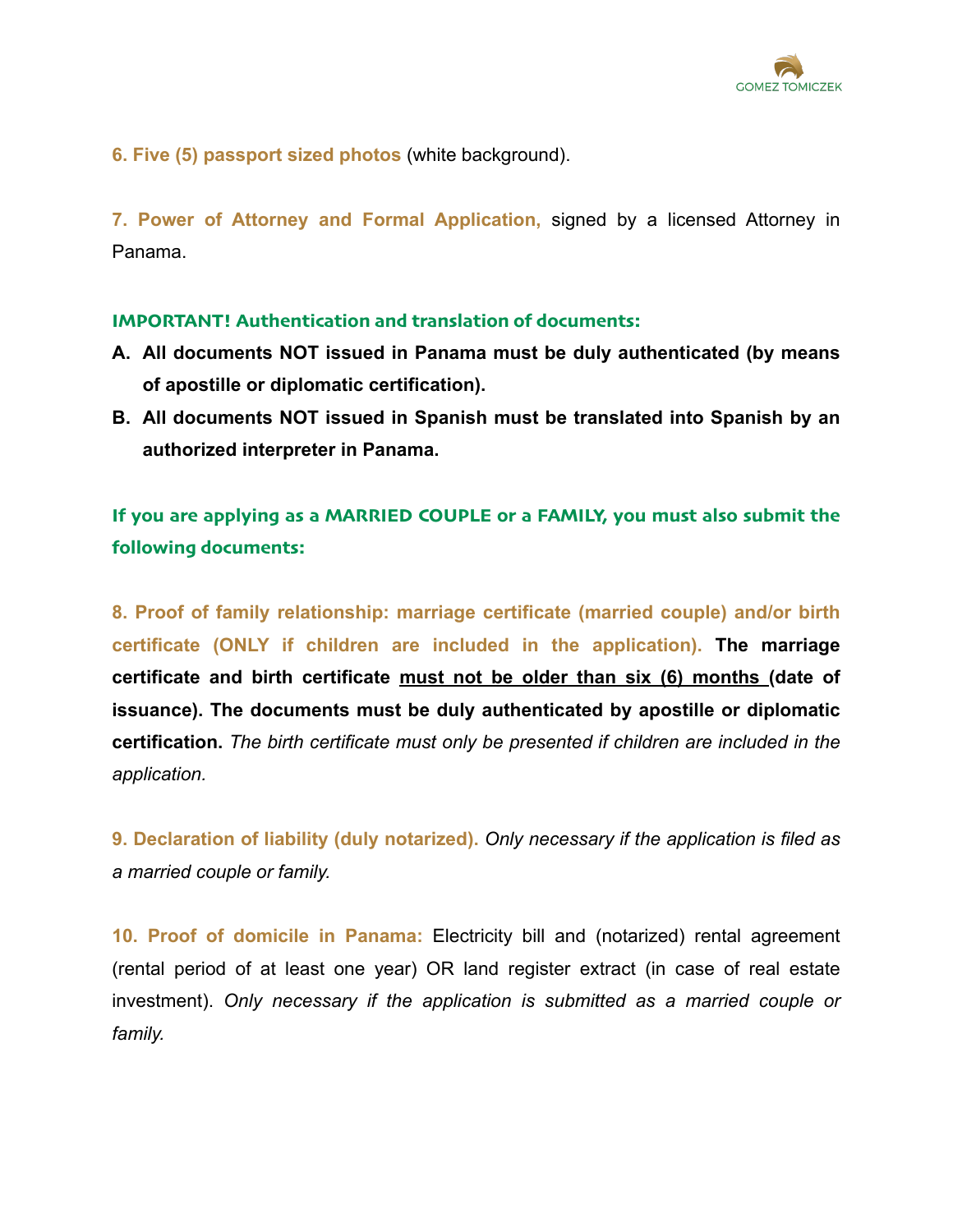**6. Five (5) passport sized photos** (white background).

**7. Power of Attorney and Formal Application,** signed by a licensed Attorney in Panama.

**IMPORTANT! Authentication and translation of documents:**

A. **All documents NOT issued in Panama must be duly authenticated (by means of apostille or diplomatic certification).**
B. **All documents NOT issued in Spanish must be translated into Spanish by an authorized interpreter in Panama.**

**If you are applying as a MARRIED COUPLE or a FAMILY, you must also submit the following documents:**

**8. Proof of family relationship: marriage certificate (married couple) and/or birth certificate (ONLY if children are included in the application). The marriage certificate and birth certificate <u>must not be older than six (6) months</u> (date of issuance). The documents must be duly authenticated by apostille or diplomatic certification.** *The birth certificate must only be presented if children are included in the application.*

**9. Declaration of liability (duly notarized).** *Only necessary if the application is filed as a married couple or family.*

**10. Proof of domicile in Panama:** Electricity bill and (notarized) rental agreement (rental period of at least one year) OR land register extract (in case of real estate investment). *Only necessary if the application is submitted as a married couple or family.*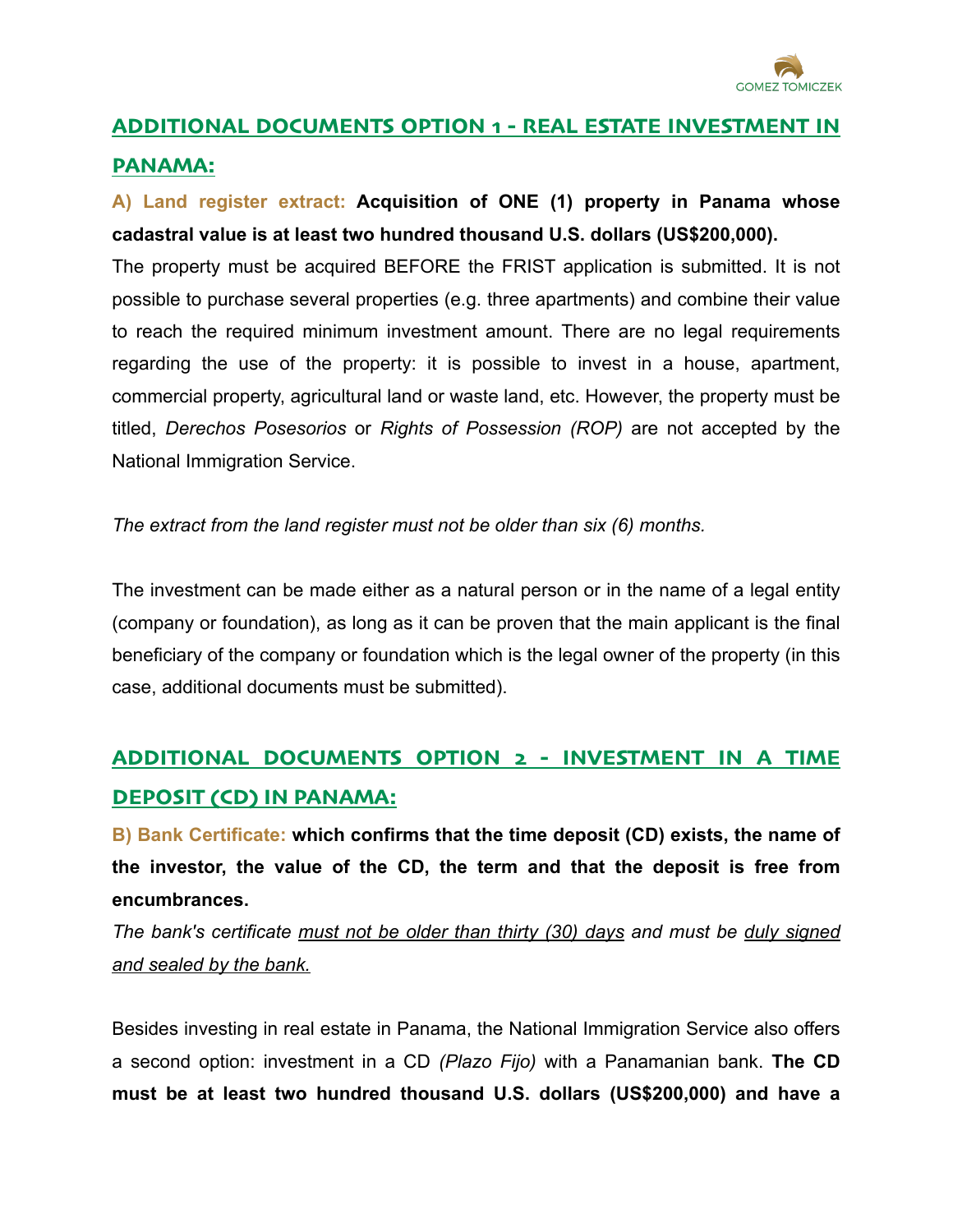## ADDITIONAL DOCUMENTS OPTION 1 - REAL ESTATE INVESTMENT IN PANAMA:

**A) Land register extract: Acquisition of ONE (1) property in Panama whose cadastral value is at least two hundred thousand U.S. dollars (US$200,000).**

The property must be acquired BEFORE the FRIST application is submitted. It is not possible to purchase several properties (e.g. three apartments) and combine their value to reach the required minimum investment amount. There are no legal requirements regarding the use of the property: it is possible to invest in a house, apartment, commercial property, agricultural land or waste land, etc. However, the property must be titled, *Derechos Posesorios* or *Rights of Possession (ROP)* are not accepted by the National Immigration Service.

*The extract from the land register must not be older than six (6) months.*

The investment can be made either as a natural person or in the name of a legal entity (company or foundation), as long as it can be proven that the main applicant is the final beneficiary of the company or foundation which is the legal owner of the property (in this case, additional documents must be submitted).

## ADDITIONAL DOCUMENTS OPTION 2 - INVESTMENT IN A TIME DEPOSIT (CD) IN PANAMA:

**B) Bank Certificate: which confirms that the time deposit (CD) exists, the name of the investor, the value of the CD, the term and that the deposit is free from encumbrances.**

*The bank's certificate must not be older than thirty (30) days and must be duly signed and sealed by the bank.*

Besides investing in real estate in Panama, the National Immigration Service also offers a second option: investment in a CD *(Plazo Fijo)* with a Panamanian bank. **The CD must be at least two hundred thousand U.S. dollars (US$200,000) and have a**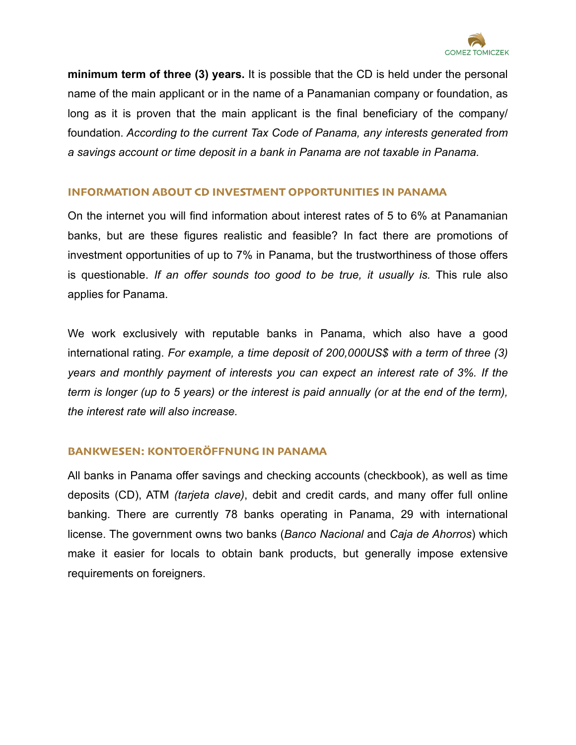**minimum term of three (3) years.** It is possible that the CD is held under the personal name of the main applicant or in the name of a Panamanian company or foundation, as long as it is proven that the main applicant is the final beneficiary of the company/foundation. *According to the current Tax Code of Panama, any interests generated from a savings account or time deposit in a bank in Panama are not taxable in Panama.*

## INFORMATION ABOUT CD INVESTMENT OPPORTUNITIES IN PANAMA

On the internet you will find information about interest rates of 5 to 6% at Panamanian banks, but are these figures realistic and feasible? In fact there are promotions of investment opportunities of up to 7% in Panama, but the trustworthiness of those offers is questionable. *If an offer sounds too good to be true, it usually is.* This rule also applies for Panama.

We work exclusively with reputable banks in Panama, which also have a good international rating. *For example, a time deposit of 200,000US$ with a term of three (3) years and monthly payment of interests you can expect an interest rate of 3%. If the term is longer (up to 5 years) or the interest is paid annually (or at the end of the term), the interest rate will also increase.*

## BANKWESEN: KONTOERÖFFNUNG IN PANAMA

All banks in Panama offer savings and checking accounts (checkbook), as well as time deposits (CD), ATM *(tarjeta clave)*, debit and credit cards, and many offer full online banking. There are currently 78 banks operating in Panama, 29 with international license. The government owns two banks (*Banco Nacional* and *Caja de Ahorros*) which make it easier for locals to obtain bank products, but generally impose extensive requirements on foreigners.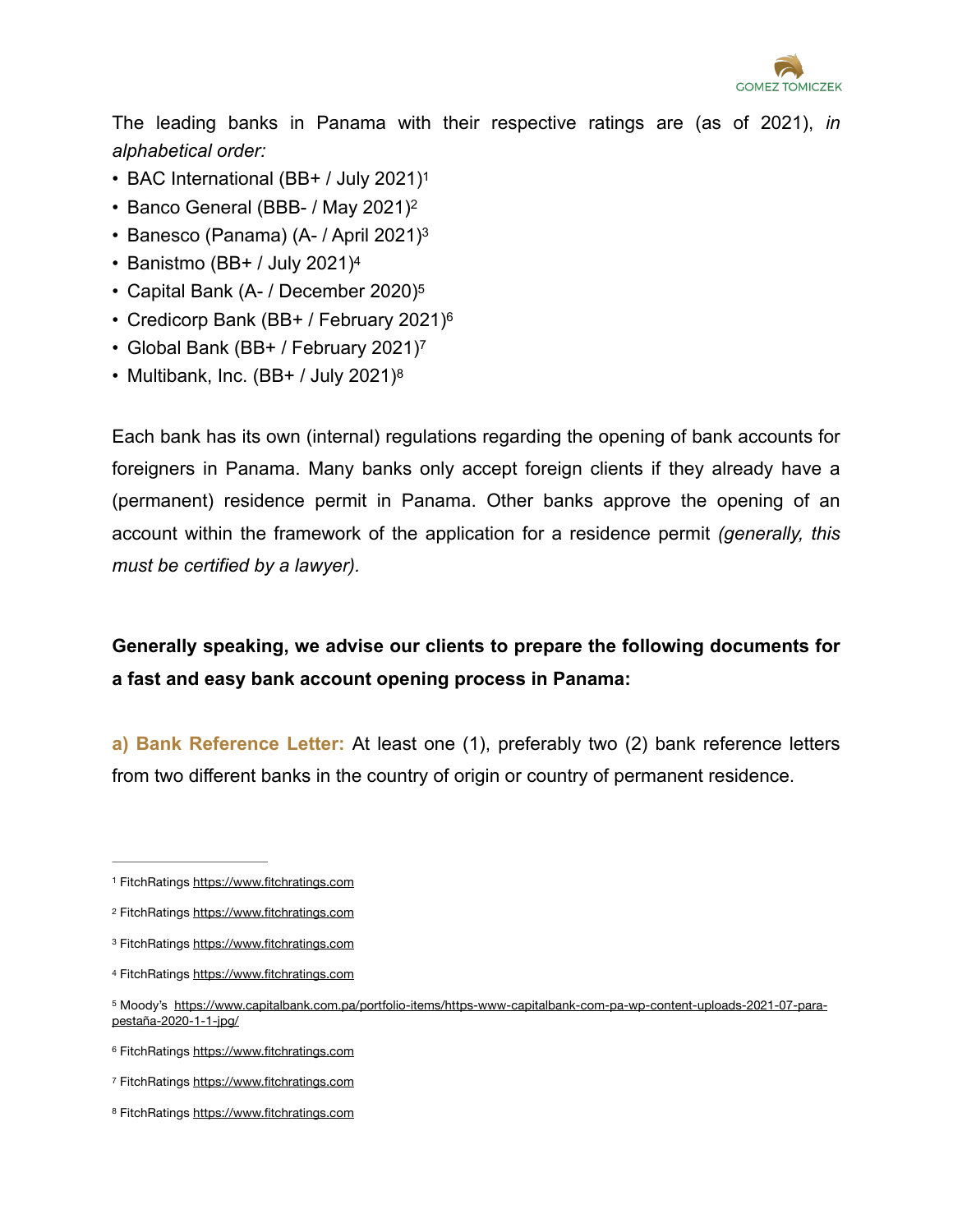The leading banks in Panama with their respective ratings are (as of 2021), *in alphabetical order:*

- BAC International (BB+ / July 2021)[1]
- Banco General (BBB- / May 2021)[2]
- Banesco (Panama) (A- / April 2021)[3]
- Banistmo (BB+ / July 2021)[4]
- Capital Bank (A- / December 2020)[5]
- Credicorp Bank (BB+ / February 2021)[6]
- Global Bank (BB+ / February 2021)[7]
- Multibank, Inc. (BB+ / July 2021)[8]

Each bank has its own (internal) regulations regarding the opening of bank accounts for foreigners in Panama. Many banks only accept foreign clients if they already have a (permanent) residence permit in Panama. Other banks approve the opening of an account within the framework of the application for a residence permit *(generally, this must be certified by a lawyer).*

**Generally speaking, we advise our clients to prepare the following documents for a fast and easy bank account opening process in Panama:**

**a) Bank Reference Letter:** At least one (1), preferably two (2) bank reference letters from two different banks in the country of origin or country of permanent residence.

---

[1] FitchRatings https://www.fitchratings.com

[2] FitchRatings https://www.fitchratings.com

[3] FitchRatings https://www.fitchratings.com

[4] FitchRatings https://www.fitchratings.com

[5] Moody's https://www.capitalbank.com.pa/portfolio-items/https-www-capitalbank-com-pa-wp-content-uploads-2021-07-para-pestaña-2020-1-1-jpg/

[6] FitchRatings https://www.fitchratings.com

[7] FitchRatings https://www.fitchratings.com

[8] FitchRatings https://www.fitchratings.com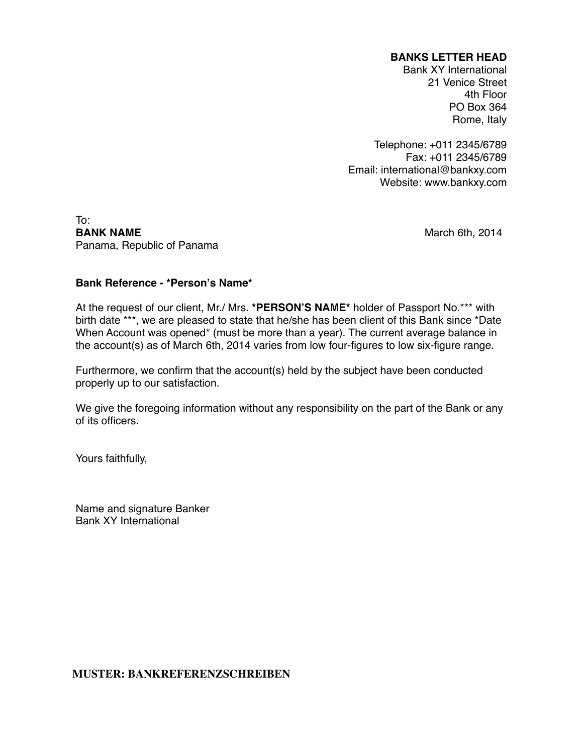**BANKS LETTER HEAD**
Bank XY International
21 Venice Street
4th Floor
PO Box 364
Rome, Italy

Telephone: +011 2345/6789
Fax: +011 2345/6789
Email: international@bankxy.com
Website: www.bankxy.com

To:
**BANK NAME**
Panama, Republic of Panama

March 6th, 2014

**Bank Reference - *Person's Name***

At the request of our client, Mr./ Mrs. ***PERSON'S NAME*** holder of Passport No.*** with birth date ***, we are pleased to state that he/she has been client of this Bank since *Date When Account was opened* (must be more than a year). The current average balance in the account(s) as of March 6th, 2014 varies from low four-figures to low six-figure range.

Furthermore, we confirm that the account(s) held by the subject have been conducted properly up to our satisfaction.

We give the foregoing information without any responsibility on the part of the Bank or any of its officers.

Yours faithfully,

Name and signature Banker
Bank XY International

**MUSTER: BANKREFERENZSCHREIBEN**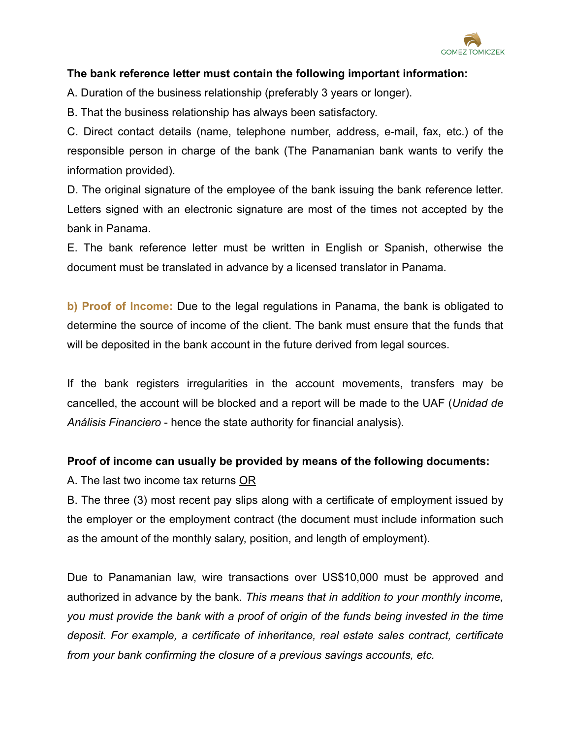**The bank reference letter must contain the following important information:**

A. Duration of the business relationship (preferably 3 years or longer).

B. That the business relationship has always been satisfactory.

C. Direct contact details (name, telephone number, address, e-mail, fax, etc.) of the responsible person in charge of the bank (The Panamanian bank wants to verify the information provided).

D. The original signature of the employee of the bank issuing the bank reference letter. Letters signed with an electronic signature are most of the times not accepted by the bank in Panama.

E. The bank reference letter must be written in English or Spanish, otherwise the document must be translated in advance by a licensed translator in Panama.

**b) Proof of Income:** Due to the legal regulations in Panama, the bank is obligated to determine the source of income of the client. The bank must ensure that the funds that will be deposited in the bank account in the future derived from legal sources.

If the bank registers irregularities in the account movements, transfers may be cancelled, the account will be blocked and a report will be made to the UAF (*Unidad de Análisis Financiero* - hence the state authority for financial analysis).

**Proof of income can usually be provided by means of the following documents:**

A. The last two income tax returns OR

B. The three (3) most recent pay slips along with a certificate of employment issued by the employer or the employment contract (the document must include information such as the amount of the monthly salary, position, and length of employment).

Due to Panamanian law, wire transactions over US$10,000 must be approved and authorized in advance by the bank. *This means that in addition to your monthly income, you must provide the bank with a proof of origin of the funds being invested in the time deposit. For example, a certificate of inheritance, real estate sales contract, certificate from your bank confirming the closure of a previous savings accounts, etc.*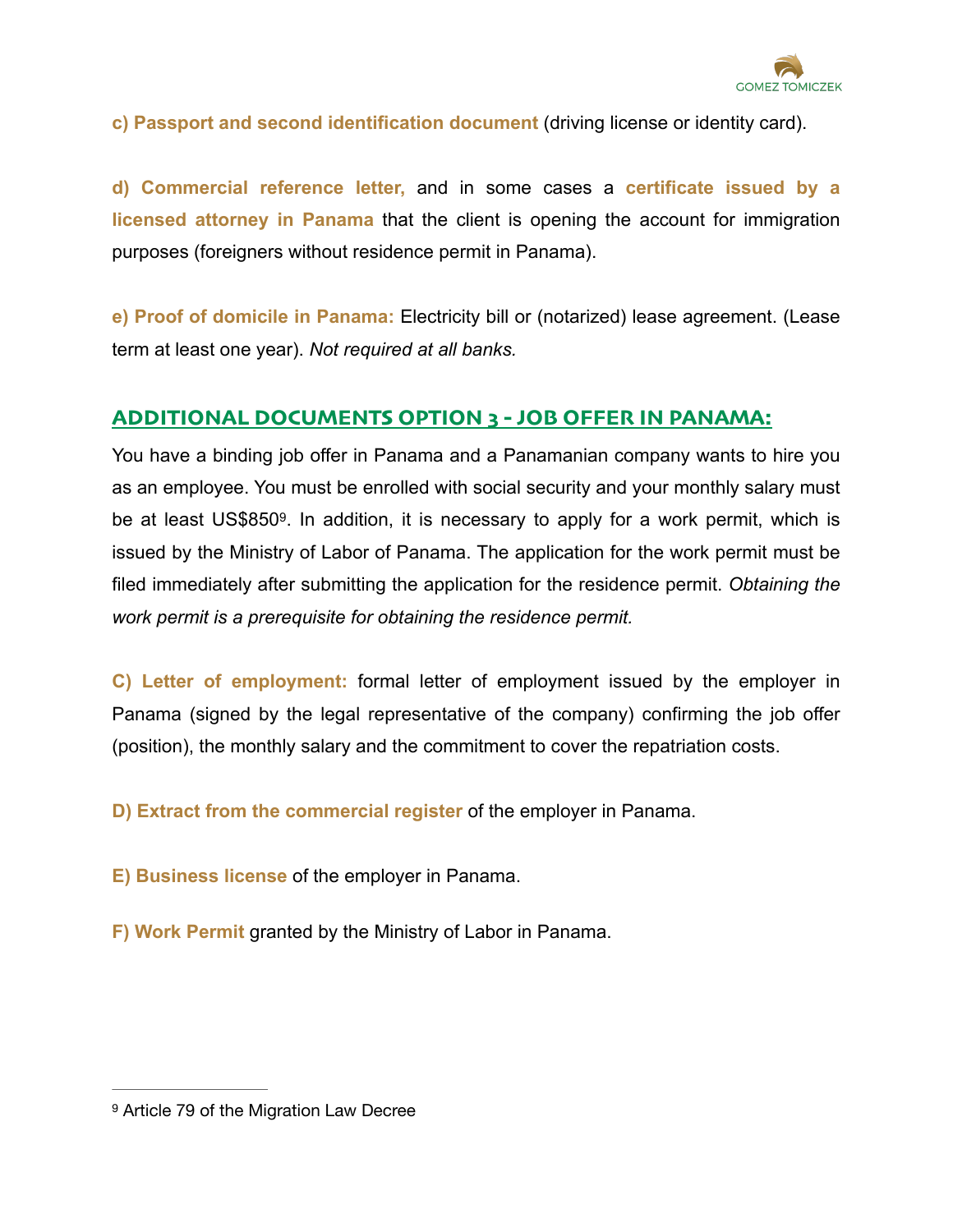**c) Passport and second identification document** (driving license or identity card).

**d) Commercial reference letter,** and in some cases a **certificate issued by a licensed attorney in Panama** that the client is opening the account for immigration purposes (foreigners without residence permit in Panama).

**e) Proof of domicile in Panama:** Electricity bill or (notarized) lease agreement. (Lease term at least one year). *Not required at all banks.*

## ADDITIONAL DOCUMENTS OPTION 3 - JOB OFFER IN PANAMA:

You have a binding job offer in Panama and a Panamanian company wants to hire you as an employee. You must be enrolled with social security and your monthly salary must be at least US$850[9]. In addition, it is necessary to apply for a work permit, which is issued by the Ministry of Labor of Panama. The application for the work permit must be filed immediately after submitting the application for the residence permit. *Obtaining the work permit is a prerequisite for obtaining the residence permit.*

**C) Letter of employment:** formal letter of employment issued by the employer in Panama (signed by the legal representative of the company) confirming the job offer (position), the monthly salary and the commitment to cover the repatriation costs.

**D) Extract from the commercial register** of the employer in Panama.

**E) Business license** of the employer in Panama.

**F) Work Permit** granted by the Ministry of Labor in Panama.

---

[9] Article 79 of the Migration Law Decree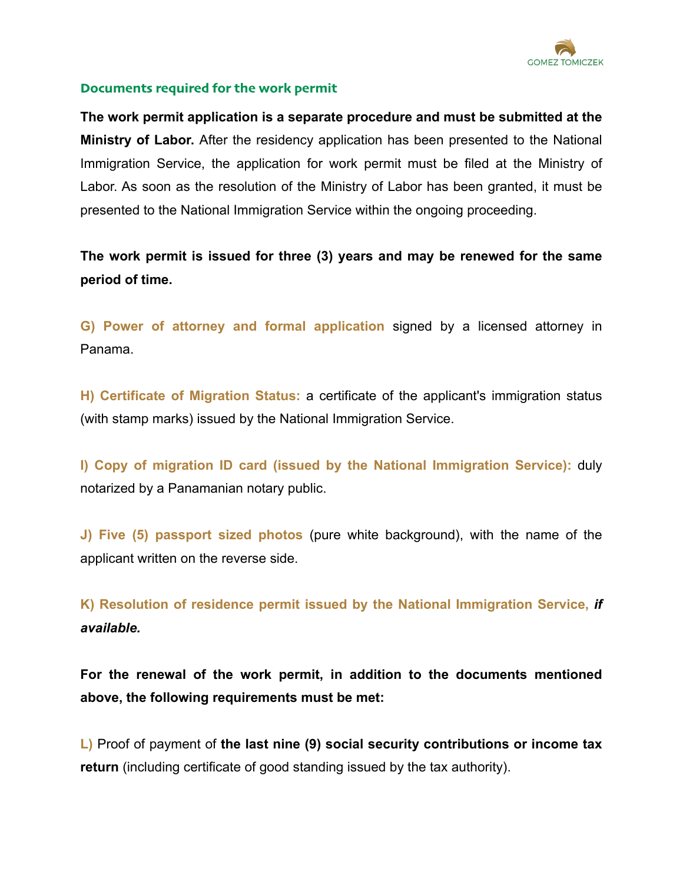## Documents required for the work permit

**The work permit application is a separate procedure and must be submitted at the Ministry of Labor.** After the residency application has been presented to the National Immigration Service, the application for work permit must be filed at the Ministry of Labor. As soon as the resolution of the Ministry of Labor has been granted, it must be presented to the National Immigration Service within the ongoing proceeding.

**The work permit is issued for three (3) years and may be renewed for the same period of time.**

**G) Power of attorney and formal application** signed by a licensed attorney in Panama.

**H) Certificate of Migration Status:** a certificate of the applicant's immigration status (with stamp marks) issued by the National Immigration Service.

**I) Copy of migration ID card (issued by the National Immigration Service):** duly notarized by a Panamanian notary public.

**J) Five (5) passport sized photos** (pure white background), with the name of the applicant written on the reverse side.

**K) Resolution of residence permit issued by the National Immigration Service,** ***if available.***

**For the renewal of the work permit, in addition to the documents mentioned above, the following requirements must be met:**

**L)** Proof of payment of **the last nine (9) social security contributions or income tax return** (including certificate of good standing issued by the tax authority).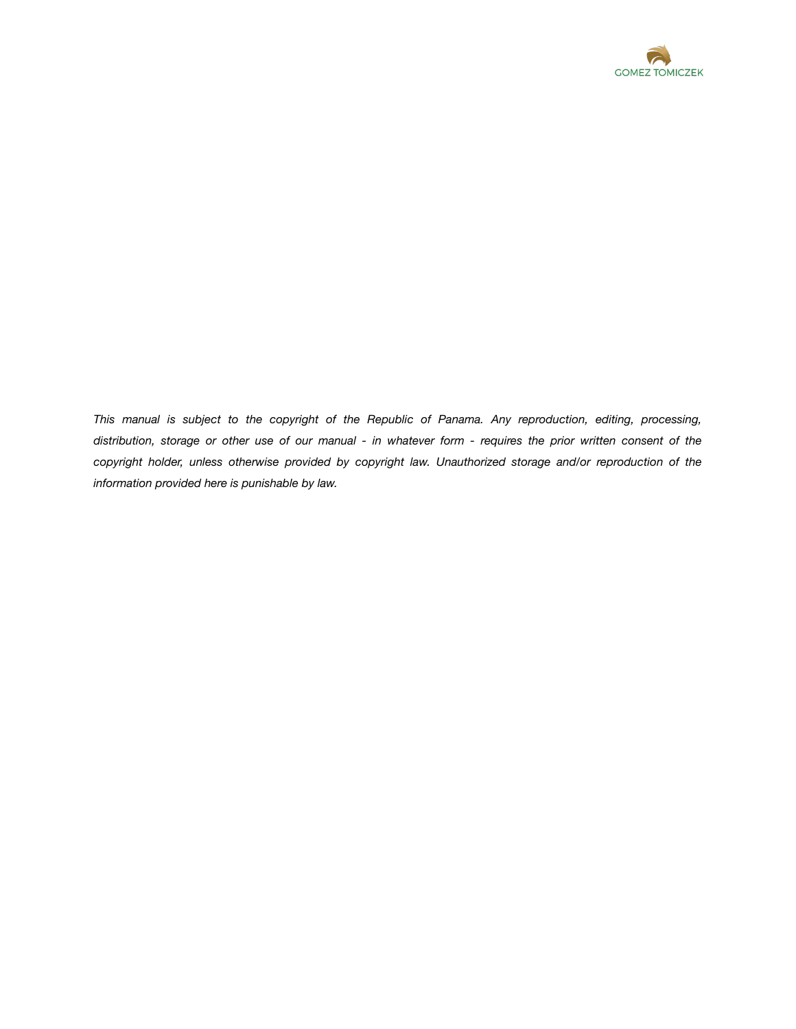*This manual is subject to the copyright of the Republic of Panama. Any reproduction, editing, processing, distribution, storage or other use of our manual - in whatever form - requires the prior written consent of the copyright holder, unless otherwise provided by copyright law. Unauthorized storage and/or reproduction of the information provided here is punishable by law.*